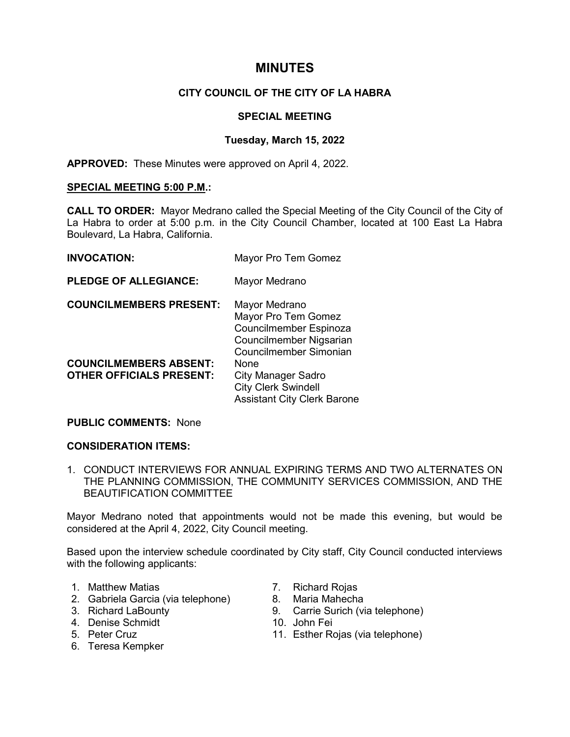# MINUTES

## CITY COUNCIL OF THE CITY OF LA HABRA

### SPECIAL MEETING

### Tuesday, March 15, 2022

**APPROVED:** These Minutes were approved on April 4, 2022.

**SPECIAL MEETING 5:00 P.M.:**

**CALL TO ORDER:** Mayor Medrano called the Special Meeting of the City Council of the City of La Habra to order at 5:00 p.m. in the City Council Chamber, located at 100 East La Habra Boulevard, La Habra, California.

**INVOCATION:** Mayor Pro Tem Gomez

**PLEDGE OF ALLEGIANCE:** Mayor Medrano

**COUNCILMEMBERS PRESENT:** Mayor Medrano
Mayor Pro Tem Gomez
Councilmember Espinoza
Councilmember Nigsarian
Councilmember Simonian

**COUNCILMEMBERS ABSENT:** None

**OTHER OFFICIALS PRESENT:** City Manager Sadro
City Clerk Swindell
Assistant City Clerk Barone

**PUBLIC COMMENTS:** None

**CONSIDERATION ITEMS:**

1. CONDUCT INTERVIEWS FOR ANNUAL EXPIRING TERMS AND TWO ALTERNATES ON THE PLANNING COMMISSION, THE COMMUNITY SERVICES COMMISSION, AND THE BEAUTIFICATION COMMITTEE

Mayor Medrano noted that appointments would not be made this evening, but would be considered at the April 4, 2022, City Council meeting.

Based upon the interview schedule coordinated by City staff, City Council conducted interviews with the following applicants:

1. Matthew Matias
2. Gabriela Garcia (via telephone)
3. Richard LaBounty
4. Denise Schmidt
5. Peter Cruz
6. Teresa Kempker
7. Richard Rojas
8. Maria Mahecha
9. Carrie Surich (via telephone)
10. John Fei
11. Esther Rojas (via telephone)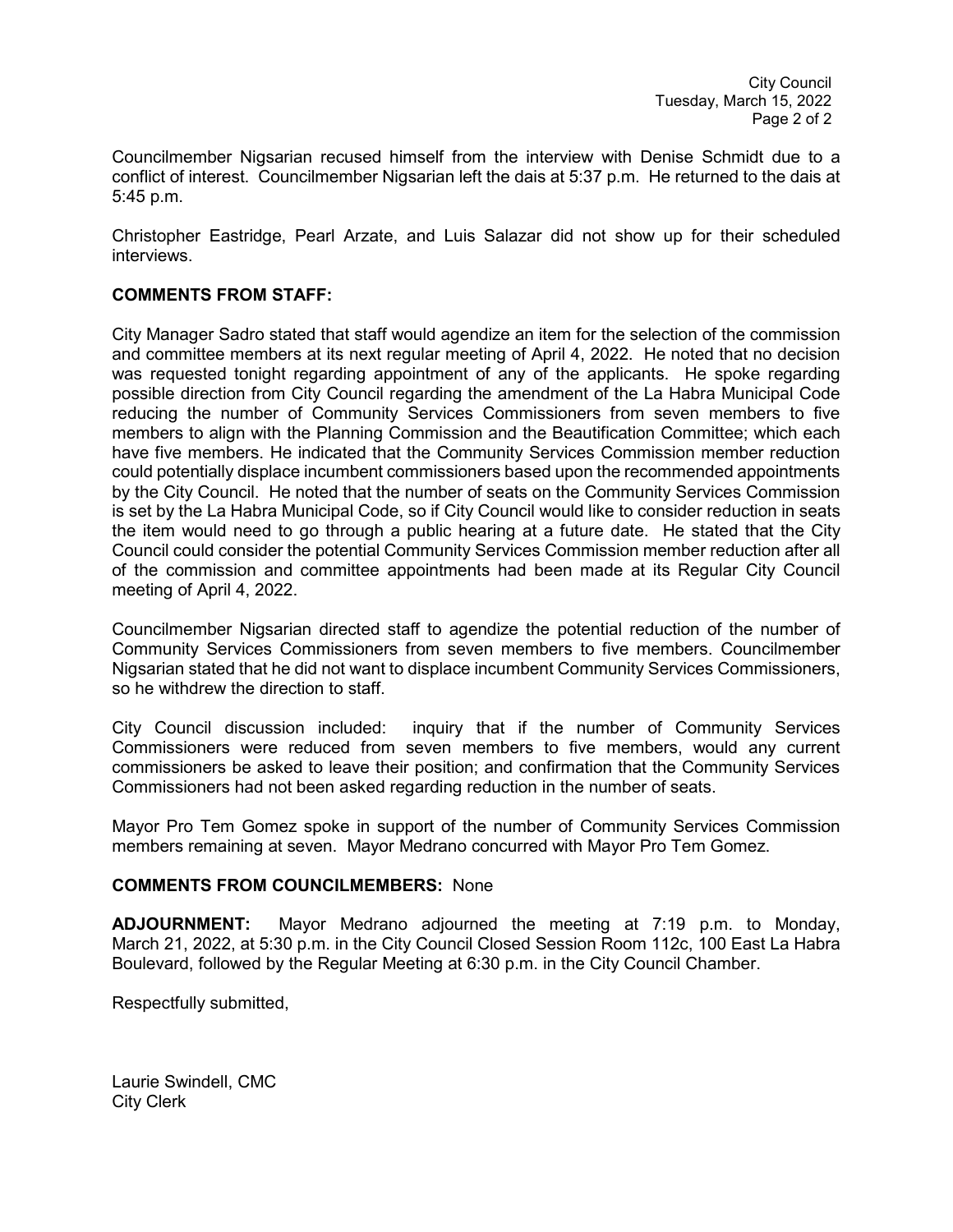Councilmember Nigsarian recused himself from the interview with Denise Schmidt due to a conflict of interest. Councilmember Nigsarian left the dais at 5:37 p.m. He returned to the dais at 5:45 p.m.

Christopher Eastridge, Pearl Arzate, and Luis Salazar did not show up for their scheduled interviews.

**COMMENTS FROM STAFF:**

City Manager Sadro stated that staff would agendize an item for the selection of the commission and committee members at its next regular meeting of April 4, 2022. He noted that no decision was requested tonight regarding appointment of any of the applicants. He spoke regarding possible direction from City Council regarding the amendment of the La Habra Municipal Code reducing the number of Community Services Commissioners from seven members to five members to align with the Planning Commission and the Beautification Committee; which each have five members. He indicated that the Community Services Commission member reduction could potentially displace incumbent commissioners based upon the recommended appointments by the City Council. He noted that the number of seats on the Community Services Commission is set by the La Habra Municipal Code, so if City Council would like to consider reduction in seats the item would need to go through a public hearing at a future date. He stated that the City Council could consider the potential Community Services Commission member reduction after all of the commission and committee appointments had been made at its Regular City Council meeting of April 4, 2022.

Councilmember Nigsarian directed staff to agendize the potential reduction of the number of Community Services Commissioners from seven members to five members. Councilmember Nigsarian stated that he did not want to displace incumbent Community Services Commissioners, so he withdrew the direction to staff.

City Council discussion included: inquiry that if the number of Community Services Commissioners were reduced from seven members to five members, would any current commissioners be asked to leave their position; and confirmation that the Community Services Commissioners had not been asked regarding reduction in the number of seats.

Mayor Pro Tem Gomez spoke in support of the number of Community Services Commission members remaining at seven. Mayor Medrano concurred with Mayor Pro Tem Gomez.

**COMMENTS FROM COUNCILMEMBERS:** None

**ADJOURNMENT:** Mayor Medrano adjourned the meeting at 7:19 p.m. to Monday, March 21, 2022, at 5:30 p.m. in the City Council Closed Session Room 112c, 100 East La Habra Boulevard, followed by the Regular Meeting at 6:30 p.m. in the City Council Chamber.

Respectfully submitted,

Laurie Swindell, CMC
City Clerk